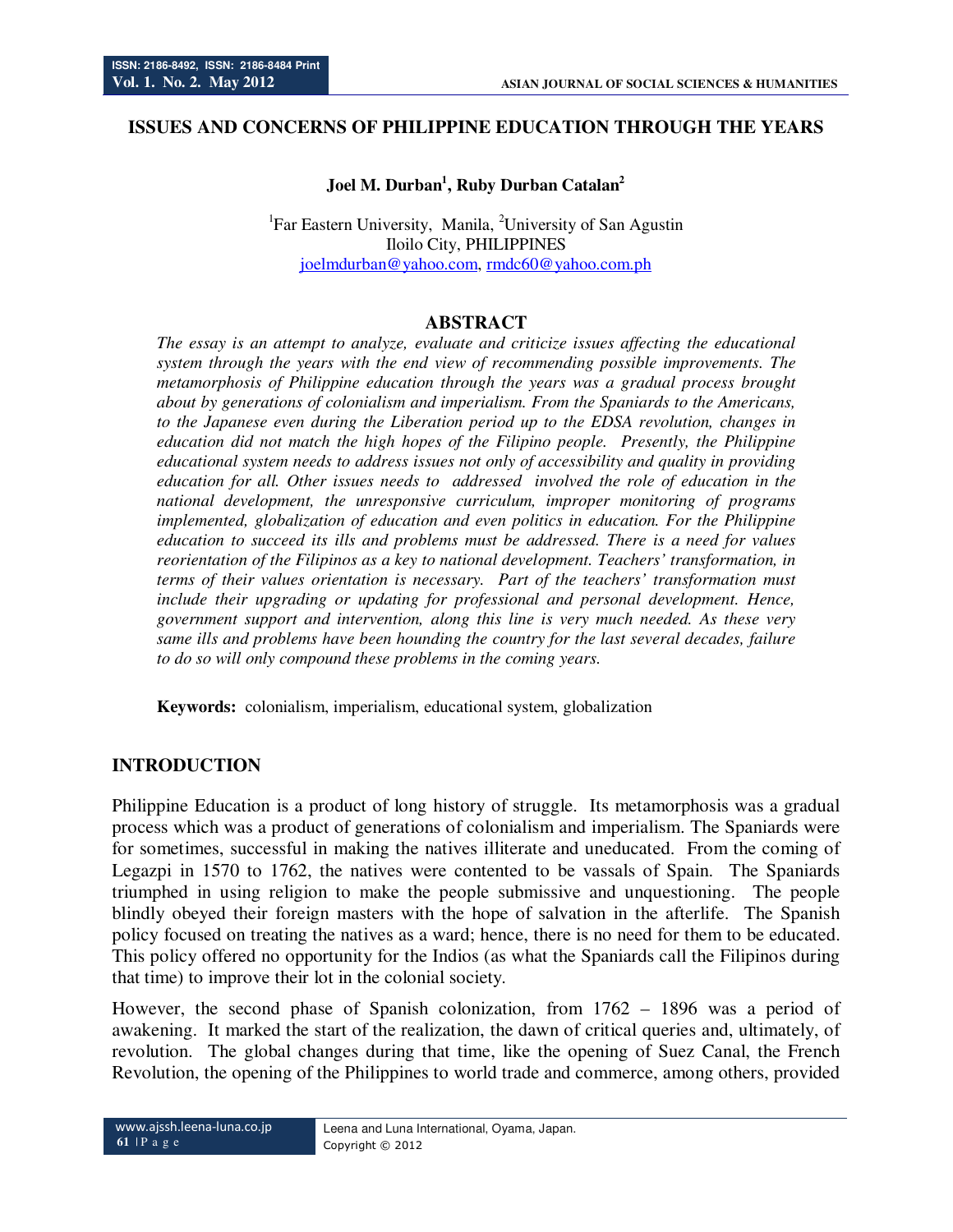# ISSUES AND CONCERNS OF PHILIPPINE EDUCATION THROUGH THE YEARS

**Joel M. Durban[1], Ruby Durban Catalan[2]**

[1]Far Eastern University, Manila, [2]University of San Agustin
Iloilo City, PHILIPPINES
joelmdurban@yahoo.com, rmdc60@yahoo.com.ph

## ABSTRACT

*The essay is an attempt to analyze, evaluate and criticize issues affecting the educational system through the years with the end view of recommending possible improvements. The metamorphosis of Philippine education through the years was a gradual process brought about by generations of colonialism and imperialism. From the Spaniards to the Americans, to the Japanese even during the Liberation period up to the EDSA revolution, changes in education did not match the high hopes of the Filipino people. Presently, the Philippine educational system needs to address issues not only of accessibility and quality in providing education for all. Other issues needs to addressed involved the role of education in the national development, the unresponsive curriculum, improper monitoring of programs implemented, globalization of education and even politics in education. For the Philippine education to succeed its ills and problems must be addressed. There is a need for values reorientation of the Filipinos as a key to national development. Teachers' transformation, in terms of their values orientation is necessary. Part of the teachers' transformation must include their upgrading or updating for professional and personal development. Hence, government support and intervention, along this line is very much needed. As these very same ills and problems have been hounding the country for the last several decades, failure to do so will only compound these problems in the coming years.*

**Keywords:** colonialism, imperialism, educational system, globalization

## INTRODUCTION

Philippine Education is a product of long history of struggle. Its metamorphosis was a gradual process which was a product of generations of colonialism and imperialism. The Spaniards were for sometimes, successful in making the natives illiterate and uneducated. From the coming of Legazpi in 1570 to 1762, the natives were contented to be vassals of Spain. The Spaniards triumphed in using religion to make the people submissive and unquestioning. The people blindly obeyed their foreign masters with the hope of salvation in the afterlife. The Spanish policy focused on treating the natives as a ward; hence, there is no need for them to be educated. This policy offered no opportunity for the Indios (as what the Spaniards call the Filipinos during that time) to improve their lot in the colonial society.

However, the second phase of Spanish colonization, from 1762 – 1896 was a period of awakening. It marked the start of the realization, the dawn of critical queries and, ultimately, of revolution. The global changes during that time, like the opening of Suez Canal, the French Revolution, the opening of the Philippines to world trade and commerce, among others, provided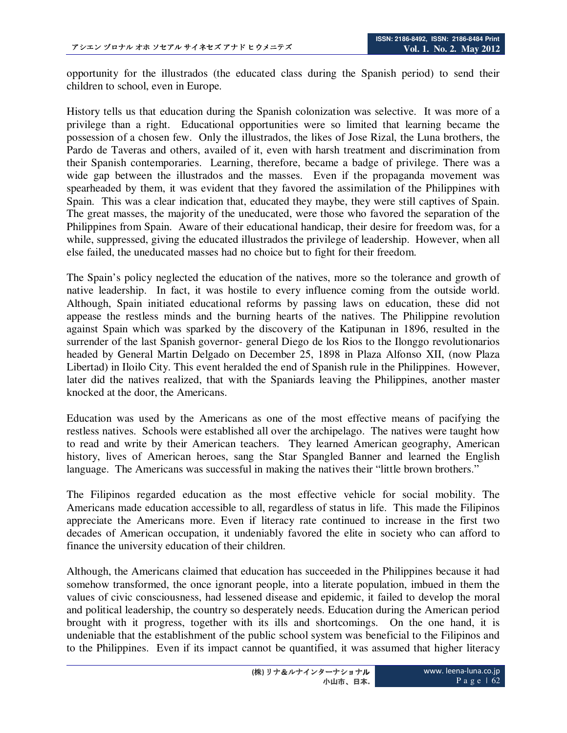opportunity for the illustrados (the educated class during the Spanish period) to send their children to school, even in Europe.

History tells us that education during the Spanish colonization was selective. It was more of a privilege than a right. Educational opportunities were so limited that learning became the possession of a chosen few. Only the illustrados, the likes of Jose Rizal, the Luna brothers, the Pardo de Taveras and others, availed of it, even with harsh treatment and discrimination from their Spanish contemporaries. Learning, therefore, became a badge of privilege. There was a wide gap between the illustrados and the masses. Even if the propaganda movement was spearheaded by them, it was evident that they favored the assimilation of the Philippines with Spain. This was a clear indication that, educated they maybe, they were still captives of Spain. The great masses, the majority of the uneducated, were those who favored the separation of the Philippines from Spain. Aware of their educational handicap, their desire for freedom was, for a while, suppressed, giving the educated illustrados the privilege of leadership. However, when all else failed, the uneducated masses had no choice but to fight for their freedom.

The Spain's policy neglected the education of the natives, more so the tolerance and growth of native leadership. In fact, it was hostile to every influence coming from the outside world. Although, Spain initiated educational reforms by passing laws on education, these did not appease the restless minds and the burning hearts of the natives. The Philippine revolution against Spain which was sparked by the discovery of the Katipunan in 1896, resulted in the surrender of the last Spanish governor- general Diego de los Rios to the Ilonggo revolutionarios headed by General Martin Delgado on December 25, 1898 in Plaza Alfonso XII, (now Plaza Libertad) in Iloilo City. This event heralded the end of Spanish rule in the Philippines. However, later did the natives realized, that with the Spaniards leaving the Philippines, another master knocked at the door, the Americans.

Education was used by the Americans as one of the most effective means of pacifying the restless natives. Schools were established all over the archipelago. The natives were taught how to read and write by their American teachers. They learned American geography, American history, lives of American heroes, sang the Star Spangled Banner and learned the English language. The Americans was successful in making the natives their "little brown brothers."

The Filipinos regarded education as the most effective vehicle for social mobility. The Americans made education accessible to all, regardless of status in life. This made the Filipinos appreciate the Americans more. Even if literacy rate continued to increase in the first two decades of American occupation, it undeniably favored the elite in society who can afford to finance the university education of their children.

Although, the Americans claimed that education has succeeded in the Philippines because it had somehow transformed, the once ignorant people, into a literate population, imbued in them the values of civic consciousness, had lessened disease and epidemic, it failed to develop the moral and political leadership, the country so desperately needs. Education during the American period brought with it progress, together with its ills and shortcomings. On the one hand, it is undeniable that the establishment of the public school system was beneficial to the Filipinos and to the Philippines. Even if its impact cannot be quantified, it was assumed that higher literacy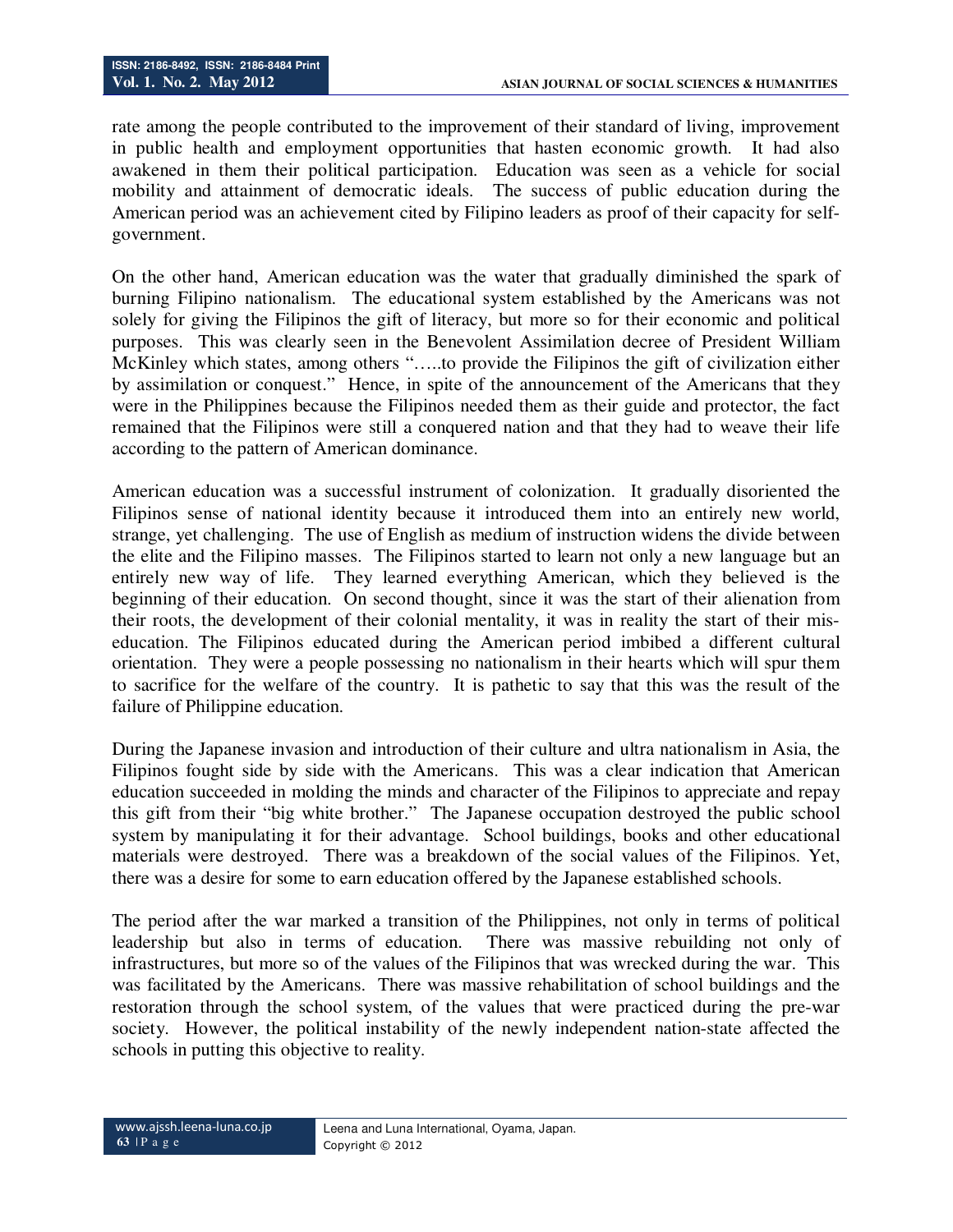rate among the people contributed to the improvement of their standard of living, improvement in public health and employment opportunities that hasten economic growth. It had also awakened in them their political participation. Education was seen as a vehicle for social mobility and attainment of democratic ideals. The success of public education during the American period was an achievement cited by Filipino leaders as proof of their capacity for self-government.

On the other hand, American education was the water that gradually diminished the spark of burning Filipino nationalism. The educational system established by the Americans was not solely for giving the Filipinos the gift of literacy, but more so for their economic and political purposes. This was clearly seen in the Benevolent Assimilation decree of President William McKinley which states, among others "…..to provide the Filipinos the gift of civilization either by assimilation or conquest." Hence, in spite of the announcement of the Americans that they were in the Philippines because the Filipinos needed them as their guide and protector, the fact remained that the Filipinos were still a conquered nation and that they had to weave their life according to the pattern of American dominance.

American education was a successful instrument of colonization. It gradually disoriented the Filipinos sense of national identity because it introduced them into an entirely new world, strange, yet challenging. The use of English as medium of instruction widens the divide between the elite and the Filipino masses. The Filipinos started to learn not only a new language but an entirely new way of life. They learned everything American, which they believed is the beginning of their education. On second thought, since it was the start of their alienation from their roots, the development of their colonial mentality, it was in reality the start of their mis-education. The Filipinos educated during the American period imbibed a different cultural orientation. They were a people possessing no nationalism in their hearts which will spur them to sacrifice for the welfare of the country. It is pathetic to say that this was the result of the failure of Philippine education.

During the Japanese invasion and introduction of their culture and ultra nationalism in Asia, the Filipinos fought side by side with the Americans. This was a clear indication that American education succeeded in molding the minds and character of the Filipinos to appreciate and repay this gift from their "big white brother." The Japanese occupation destroyed the public school system by manipulating it for their advantage. School buildings, books and other educational materials were destroyed. There was a breakdown of the social values of the Filipinos. Yet, there was a desire for some to earn education offered by the Japanese established schools.

The period after the war marked a transition of the Philippines, not only in terms of political leadership but also in terms of education. There was massive rebuilding not only of infrastructures, but more so of the values of the Filipinos that was wrecked during the war. This was facilitated by the Americans. There was massive rehabilitation of school buildings and the restoration through the school system, of the values that were practiced during the pre-war society. However, the political instability of the newly independent nation-state affected the schools in putting this objective to reality.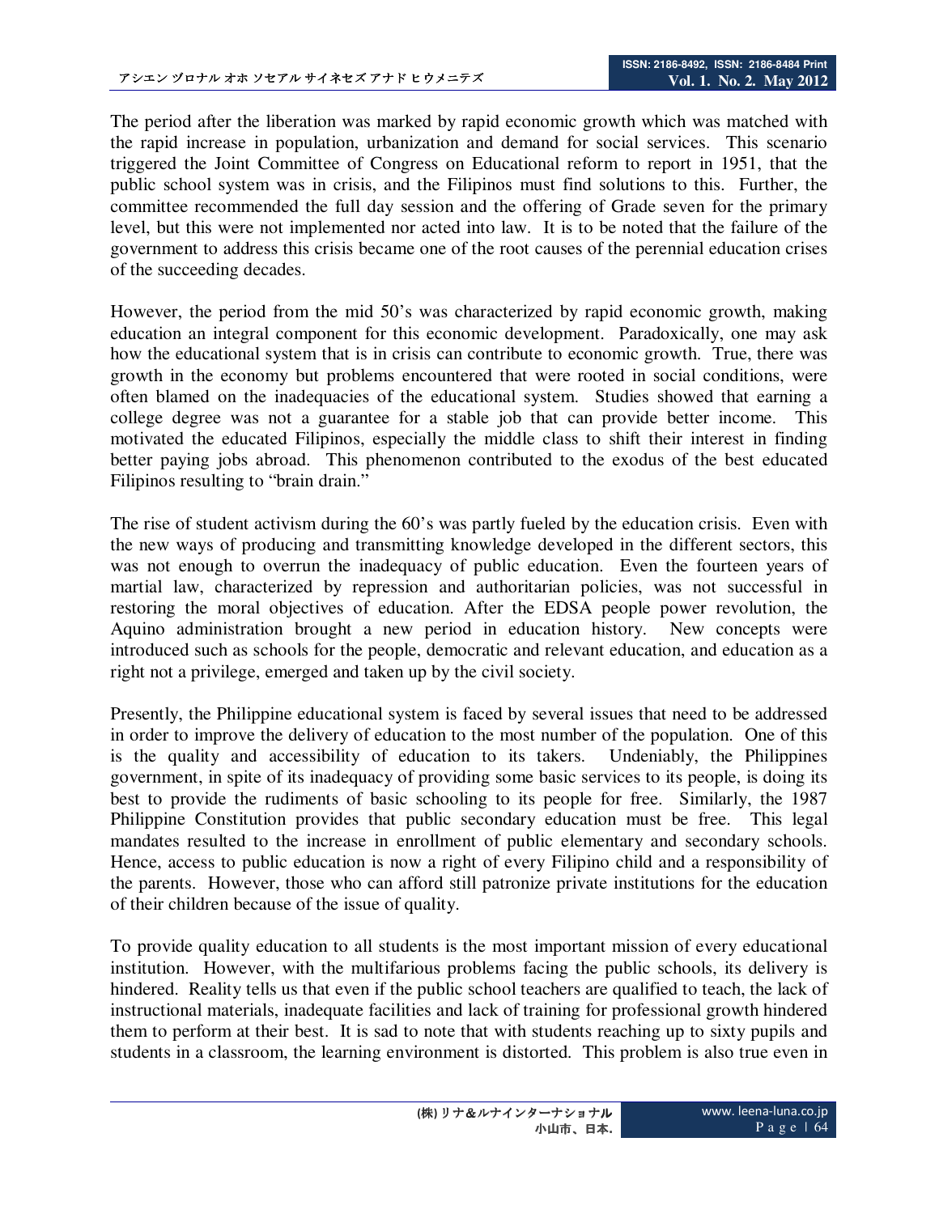The period after the liberation was marked by rapid economic growth which was matched with the rapid increase in population, urbanization and demand for social services. This scenario triggered the Joint Committee of Congress on Educational reform to report in 1951, that the public school system was in crisis, and the Filipinos must find solutions to this. Further, the committee recommended the full day session and the offering of Grade seven for the primary level, but this were not implemented nor acted into law. It is to be noted that the failure of the government to address this crisis became one of the root causes of the perennial education crises of the succeeding decades.

However, the period from the mid 50's was characterized by rapid economic growth, making education an integral component for this economic development. Paradoxically, one may ask how the educational system that is in crisis can contribute to economic growth. True, there was growth in the economy but problems encountered that were rooted in social conditions, were often blamed on the inadequacies of the educational system. Studies showed that earning a college degree was not a guarantee for a stable job that can provide better income. This motivated the educated Filipinos, especially the middle class to shift their interest in finding better paying jobs abroad. This phenomenon contributed to the exodus of the best educated Filipinos resulting to "brain drain."

The rise of student activism during the 60's was partly fueled by the education crisis. Even with the new ways of producing and transmitting knowledge developed in the different sectors, this was not enough to overrun the inadequacy of public education. Even the fourteen years of martial law, characterized by repression and authoritarian policies, was not successful in restoring the moral objectives of education. After the EDSA people power revolution, the Aquino administration brought a new period in education history. New concepts were introduced such as schools for the people, democratic and relevant education, and education as a right not a privilege, emerged and taken up by the civil society.

Presently, the Philippine educational system is faced by several issues that need to be addressed in order to improve the delivery of education to the most number of the population. One of this is the quality and accessibility of education to its takers. Undeniably, the Philippines government, in spite of its inadequacy of providing some basic services to its people, is doing its best to provide the rudiments of basic schooling to its people for free. Similarly, the 1987 Philippine Constitution provides that public secondary education must be free. This legal mandates resulted to the increase in enrollment of public elementary and secondary schools. Hence, access to public education is now a right of every Filipino child and a responsibility of the parents. However, those who can afford still patronize private institutions for the education of their children because of the issue of quality.

To provide quality education to all students is the most important mission of every educational institution. However, with the multifarious problems facing the public schools, its delivery is hindered. Reality tells us that even if the public school teachers are qualified to teach, the lack of instructional materials, inadequate facilities and lack of training for professional growth hindered them to perform at their best. It is sad to note that with students reaching up to sixty pupils and students in a classroom, the learning environment is distorted. This problem is also true even in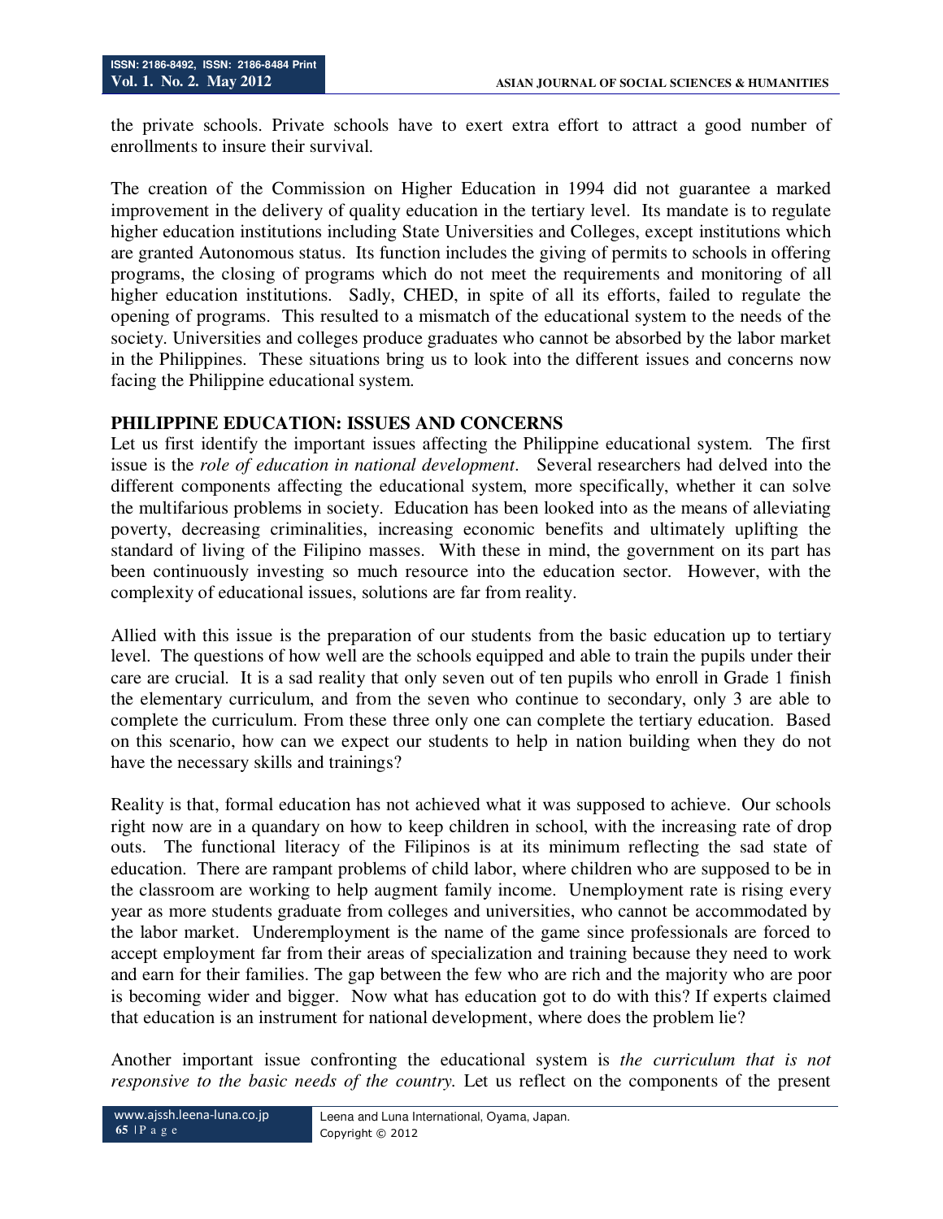the private schools. Private schools have to exert extra effort to attract a good number of enrollments to insure their survival.

The creation of the Commission on Higher Education in 1994 did not guarantee a marked improvement in the delivery of quality education in the tertiary level. Its mandate is to regulate higher education institutions including State Universities and Colleges, except institutions which are granted Autonomous status. Its function includes the giving of permits to schools in offering programs, the closing of programs which do not meet the requirements and monitoring of all higher education institutions. Sadly, CHED, in spite of all its efforts, failed to regulate the opening of programs. This resulted to a mismatch of the educational system to the needs of the society. Universities and colleges produce graduates who cannot be absorbed by the labor market in the Philippines. These situations bring us to look into the different issues and concerns now facing the Philippine educational system.

## PHILIPPINE EDUCATION: ISSUES AND CONCERNS

Let us first identify the important issues affecting the Philippine educational system. The first issue is the *role of education in national development*. Several researchers had delved into the different components affecting the educational system, more specifically, whether it can solve the multifarious problems in society. Education has been looked into as the means of alleviating poverty, decreasing criminalities, increasing economic benefits and ultimately uplifting the standard of living of the Filipino masses. With these in mind, the government on its part has been continuously investing so much resource into the education sector. However, with the complexity of educational issues, solutions are far from reality.

Allied with this issue is the preparation of our students from the basic education up to tertiary level. The questions of how well are the schools equipped and able to train the pupils under their care are crucial. It is a sad reality that only seven out of ten pupils who enroll in Grade 1 finish the elementary curriculum, and from the seven who continue to secondary, only 3 are able to complete the curriculum. From these three only one can complete the tertiary education. Based on this scenario, how can we expect our students to help in nation building when they do not have the necessary skills and trainings?

Reality is that, formal education has not achieved what it was supposed to achieve. Our schools right now are in a quandary on how to keep children in school, with the increasing rate of drop outs. The functional literacy of the Filipinos is at its minimum reflecting the sad state of education. There are rampant problems of child labor, where children who are supposed to be in the classroom are working to help augment family income. Unemployment rate is rising every year as more students graduate from colleges and universities, who cannot be accommodated by the labor market. Underemployment is the name of the game since professionals are forced to accept employment far from their areas of specialization and training because they need to work and earn for their families. The gap between the few who are rich and the majority who are poor is becoming wider and bigger. Now what has education got to do with this? If experts claimed that education is an instrument for national development, where does the problem lie?

Another important issue confronting the educational system is *the curriculum that is not responsive to the basic needs of the country*. Let us reflect on the components of the present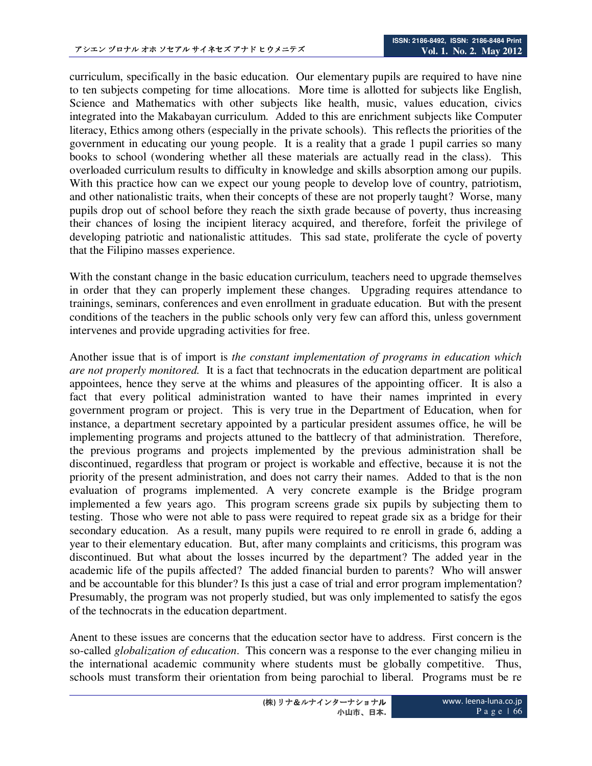curriculum, specifically in the basic education. Our elementary pupils are required to have nine to ten subjects competing for time allocations. More time is allotted for subjects like English, Science and Mathematics with other subjects like health, music, values education, civics integrated into the Makabayan curriculum. Added to this are enrichment subjects like Computer literacy, Ethics among others (especially in the private schools). This reflects the priorities of the government in educating our young people. It is a reality that a grade 1 pupil carries so many books to school (wondering whether all these materials are actually read in the class). This overloaded curriculum results to difficulty in knowledge and skills absorption among our pupils. With this practice how can we expect our young people to develop love of country, patriotism, and other nationalistic traits, when their concepts of these are not properly taught? Worse, many pupils drop out of school before they reach the sixth grade because of poverty, thus increasing their chances of losing the incipient literacy acquired, and therefore, forfeit the privilege of developing patriotic and nationalistic attitudes. This sad state, proliferate the cycle of poverty that the Filipino masses experience.

With the constant change in the basic education curriculum, teachers need to upgrade themselves in order that they can properly implement these changes. Upgrading requires attendance to trainings, seminars, conferences and even enrollment in graduate education. But with the present conditions of the teachers in the public schools only very few can afford this, unless government intervenes and provide upgrading activities for free.

Another issue that is of import is *the constant implementation of programs in education which are not properly monitored.* It is a fact that technocrats in the education department are political appointees, hence they serve at the whims and pleasures of the appointing officer. It is also a fact that every political administration wanted to have their names imprinted in every government program or project. This is very true in the Department of Education, when for instance, a department secretary appointed by a particular president assumes office, he will be implementing programs and projects attuned to the battlecry of that administration. Therefore, the previous programs and projects implemented by the previous administration shall be discontinued, regardless that program or project is workable and effective, because it is not the priority of the present administration, and does not carry their names. Added to that is the non evaluation of programs implemented. A very concrete example is the Bridge program implemented a few years ago. This program screens grade six pupils by subjecting them to testing. Those who were not able to pass were required to repeat grade six as a bridge for their secondary education. As a result, many pupils were required to re enroll in grade 6, adding a year to their elementary education. But, after many complaints and criticisms, this program was discontinued. But what about the losses incurred by the department? The added year in the academic life of the pupils affected? The added financial burden to parents? Who will answer and be accountable for this blunder? Is this just a case of trial and error program implementation? Presumably, the program was not properly studied, but was only implemented to satisfy the egos of the technocrats in the education department.

Anent to these issues are concerns that the education sector have to address. First concern is the so-called *globalization of education*. This concern was a response to the ever changing milieu in the international academic community where students must be globally competitive. Thus, schools must transform their orientation from being parochial to liberal. Programs must be re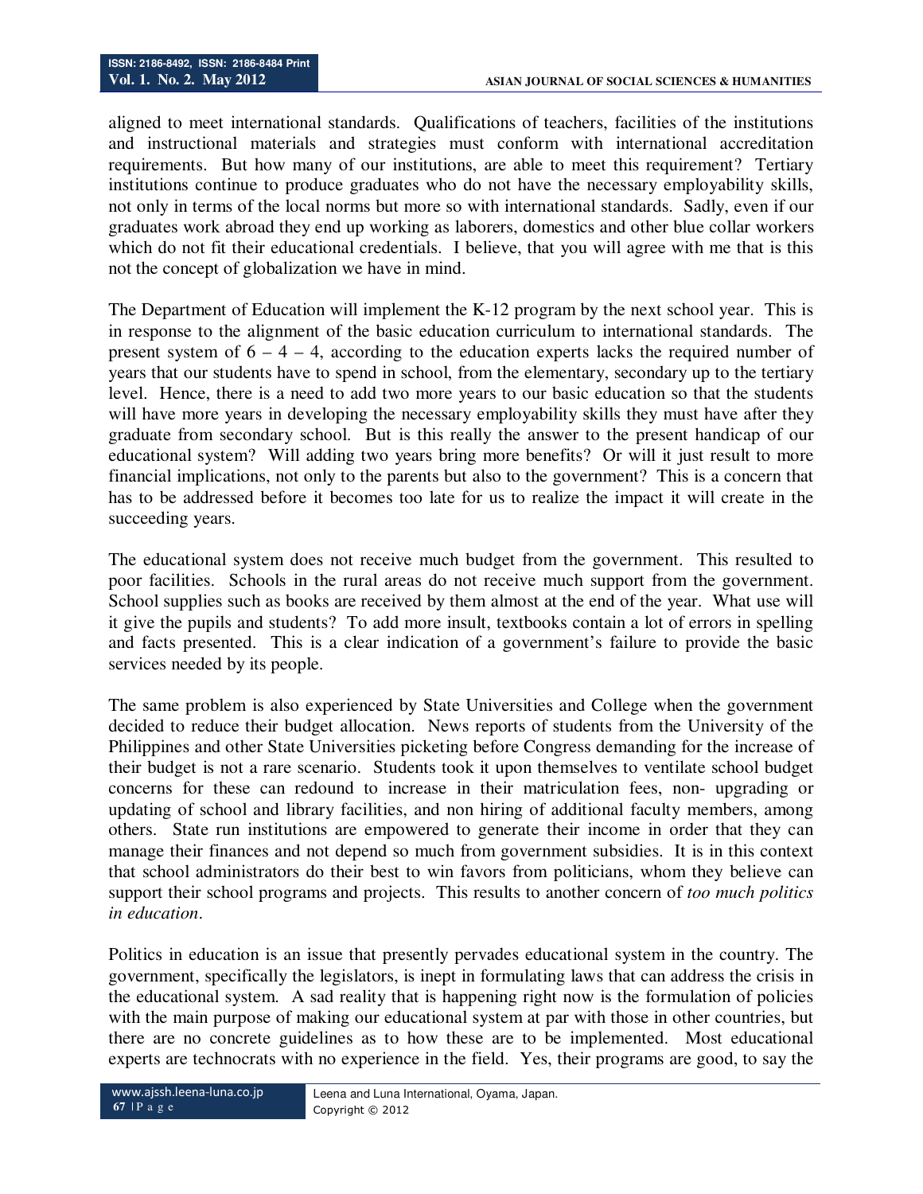aligned to meet international standards. Qualifications of teachers, facilities of the institutions and instructional materials and strategies must conform with international accreditation requirements. But how many of our institutions, are able to meet this requirement? Tertiary institutions continue to produce graduates who do not have the necessary employability skills, not only in terms of the local norms but more so with international standards. Sadly, even if our graduates work abroad they end up working as laborers, domestics and other blue collar workers which do not fit their educational credentials. I believe, that you will agree with me that is this not the concept of globalization we have in mind.

The Department of Education will implement the K-12 program by the next school year. This is in response to the alignment of the basic education curriculum to international standards. The present system of 6 – 4 – 4, according to the education experts lacks the required number of years that our students have to spend in school, from the elementary, secondary up to the tertiary level. Hence, there is a need to add two more years to our basic education so that the students will have more years in developing the necessary employability skills they must have after they graduate from secondary school. But is this really the answer to the present handicap of our educational system? Will adding two years bring more benefits? Or will it just result to more financial implications, not only to the parents but also to the government? This is a concern that has to be addressed before it becomes too late for us to realize the impact it will create in the succeeding years.

The educational system does not receive much budget from the government. This resulted to poor facilities. Schools in the rural areas do not receive much support from the government. School supplies such as books are received by them almost at the end of the year. What use will it give the pupils and students? To add more insult, textbooks contain a lot of errors in spelling and facts presented. This is a clear indication of a government's failure to provide the basic services needed by its people.

The same problem is also experienced by State Universities and College when the government decided to reduce their budget allocation. News reports of students from the University of the Philippines and other State Universities picketing before Congress demanding for the increase of their budget is not a rare scenario. Students took it upon themselves to ventilate school budget concerns for these can redound to increase in their matriculation fees, non- upgrading or updating of school and library facilities, and non hiring of additional faculty members, among others. State run institutions are empowered to generate their income in order that they can manage their finances and not depend so much from government subsidies. It is in this context that school administrators do their best to win favors from politicians, whom they believe can support their school programs and projects. This results to another concern of *too much politics in education*.

Politics in education is an issue that presently pervades educational system in the country. The government, specifically the legislators, is inept in formulating laws that can address the crisis in the educational system. A sad reality that is happening right now is the formulation of policies with the main purpose of making our educational system at par with those in other countries, but there are no concrete guidelines as to how these are to be implemented. Most educational experts are technocrats with no experience in the field. Yes, their programs are good, to say the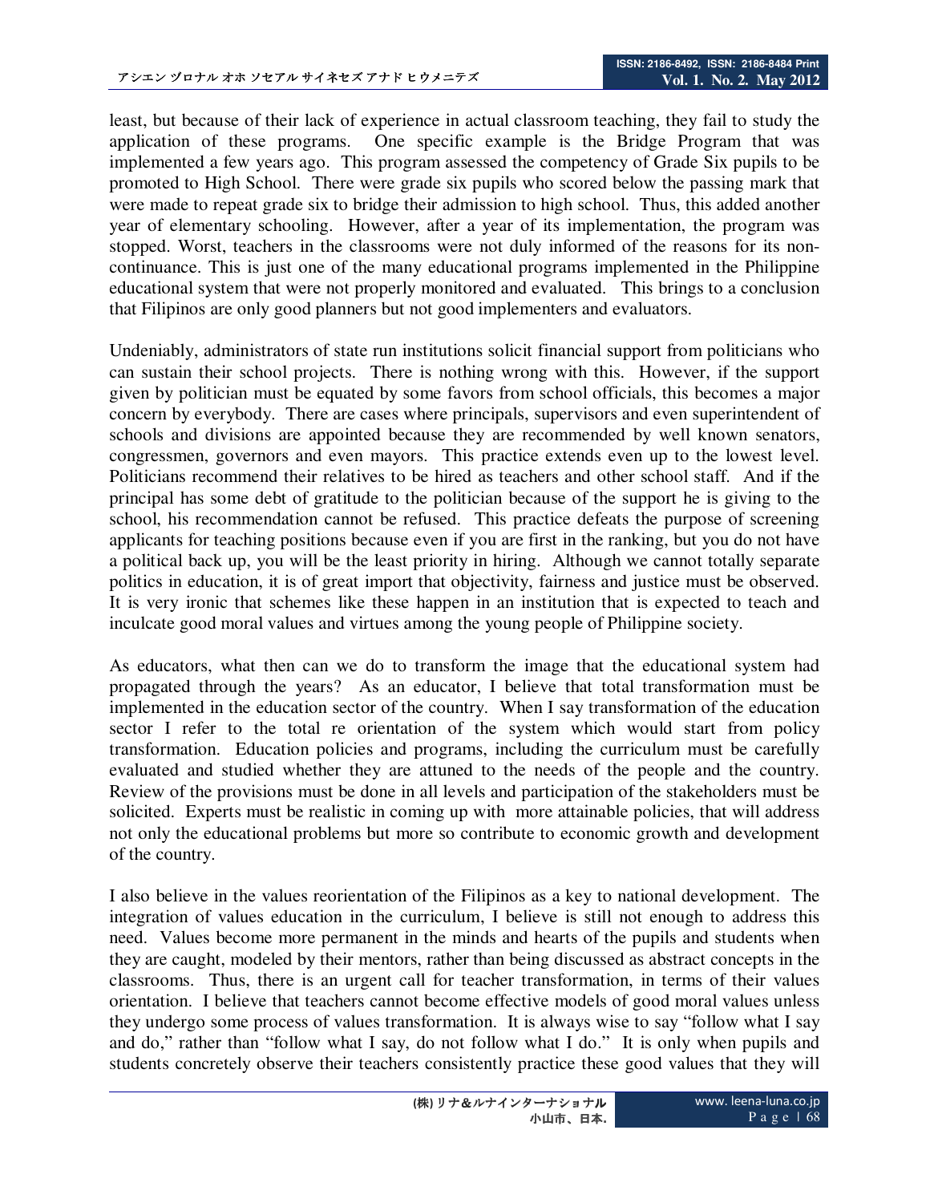least, but because of their lack of experience in actual classroom teaching, they fail to study the application of these programs. One specific example is the Bridge Program that was implemented a few years ago. This program assessed the competency of Grade Six pupils to be promoted to High School. There were grade six pupils who scored below the passing mark that were made to repeat grade six to bridge their admission to high school. Thus, this added another year of elementary schooling. However, after a year of its implementation, the program was stopped. Worst, teachers in the classrooms were not duly informed of the reasons for its non-continuance. This is just one of the many educational programs implemented in the Philippine educational system that were not properly monitored and evaluated. This brings to a conclusion that Filipinos are only good planners but not good implementers and evaluators.

Undeniably, administrators of state run institutions solicit financial support from politicians who can sustain their school projects. There is nothing wrong with this. However, if the support given by politician must be equated by some favors from school officials, this becomes a major concern by everybody. There are cases where principals, supervisors and even superintendent of schools and divisions are appointed because they are recommended by well known senators, congressmen, governors and even mayors. This practice extends even up to the lowest level. Politicians recommend their relatives to be hired as teachers and other school staff. And if the principal has some debt of gratitude to the politician because of the support he is giving to the school, his recommendation cannot be refused. This practice defeats the purpose of screening applicants for teaching positions because even if you are first in the ranking, but you do not have a political back up, you will be the least priority in hiring. Although we cannot totally separate politics in education, it is of great import that objectivity, fairness and justice must be observed. It is very ironic that schemes like these happen in an institution that is expected to teach and inculcate good moral values and virtues among the young people of Philippine society.

As educators, what then can we do to transform the image that the educational system had propagated through the years? As an educator, I believe that total transformation must be implemented in the education sector of the country. When I say transformation of the education sector I refer to the total re orientation of the system which would start from policy transformation. Education policies and programs, including the curriculum must be carefully evaluated and studied whether they are attuned to the needs of the people and the country. Review of the provisions must be done in all levels and participation of the stakeholders must be solicited. Experts must be realistic in coming up with more attainable policies, that will address not only the educational problems but more so contribute to economic growth and development of the country.

I also believe in the values reorientation of the Filipinos as a key to national development. The integration of values education in the curriculum, I believe is still not enough to address this need. Values become more permanent in the minds and hearts of the pupils and students when they are caught, modeled by their mentors, rather than being discussed as abstract concepts in the classrooms. Thus, there is an urgent call for teacher transformation, in terms of their values orientation. I believe that teachers cannot become effective models of good moral values unless they undergo some process of values transformation. It is always wise to say "follow what I say and do," rather than "follow what I say, do not follow what I do." It is only when pupils and students concretely observe their teachers consistently practice these good values that they will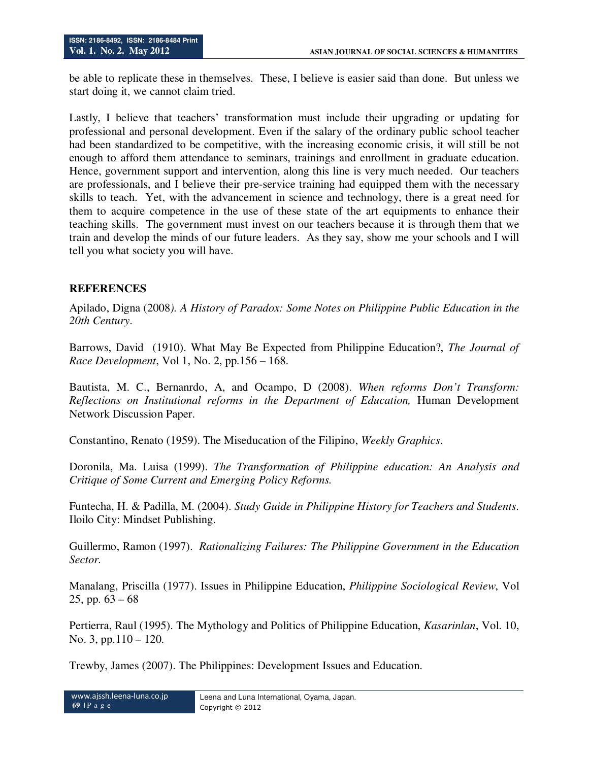be able to replicate these in themselves. These, I believe is easier said than done. But unless we start doing it, we cannot claim tried.

Lastly, I believe that teachers' transformation must include their upgrading or updating for professional and personal development. Even if the salary of the ordinary public school teacher had been standardized to be competitive, with the increasing economic crisis, it will still be not enough to afford them attendance to seminars, trainings and enrollment in graduate education. Hence, government support and intervention, along this line is very much needed. Our teachers are professionals, and I believe their pre-service training had equipped them with the necessary skills to teach. Yet, with the advancement in science and technology, there is a great need for them to acquire competence in the use of these state of the art equipments to enhance their teaching skills. The government must invest on our teachers because it is through them that we train and develop the minds of our future leaders. As they say, show me your schools and I will tell you what society you will have.

## REFERENCES

Apilado, Digna (2008*). A History of Paradox: Some Notes on Philippine Public Education in the 20th Century*.

Barrows, David (1910). What May Be Expected from Philippine Education?, *The Journal of Race Development*, Vol 1, No. 2, pp.156 – 168.

Bautista, M. C., Bernanrdo, A, and Ocampo, D (2008). *When reforms Don't Transform: Reflections on Institutional reforms in the Department of Education,* Human Development Network Discussion Paper.

Constantino, Renato (1959). The Miseducation of the Filipino, *Weekly Graphics*.

Doronila, Ma. Luisa (1999). *The Transformation of Philippine education: An Analysis and Critique of Some Current and Emerging Policy Reforms.*

Funtecha, H. & Padilla, M. (2004). *Study Guide in Philippine History for Teachers and Students*. Iloilo City: Mindset Publishing.

Guillermo, Ramon (1997). *Rationalizing Failures: The Philippine Government in the Education Sector.*

Manalang, Priscilla (1977). Issues in Philippine Education, *Philippine Sociological Review*, Vol 25, pp. 63 – 68

Pertierra, Raul (1995). The Mythology and Politics of Philippine Education, *Kasarinlan*, Vol. 10, No. 3, pp.110 – 120.

Trewby, James (2007). The Philippines: Development Issues and Education.